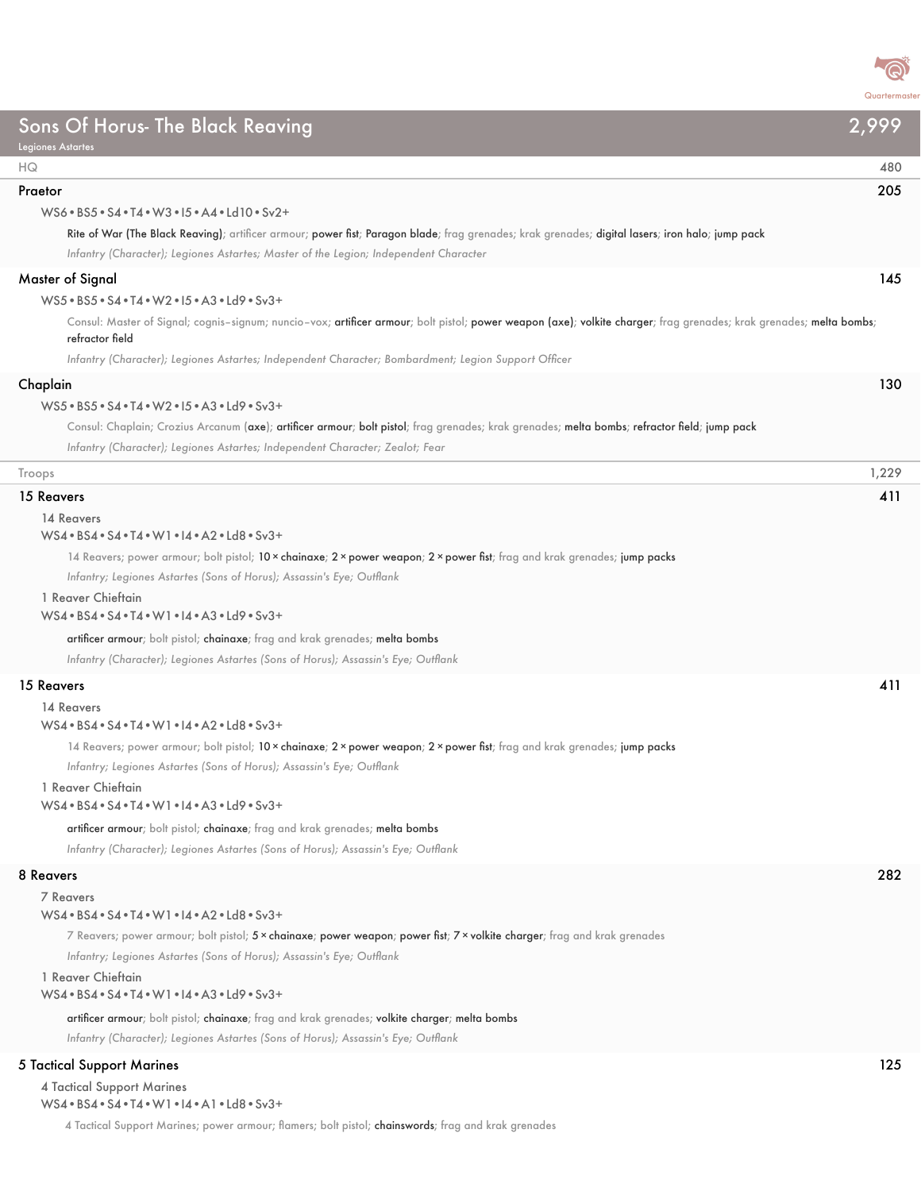# Sons Of Horus- The Black Reaving

Legiones Astartes

**2,999**

## HQ — 480

### Praetor — 205

WS6 • BS5 • S4 • T4 • W3 • I5 • A4 • Ld10 • Sv2+

Rite of War (The Black Reaving); artificer armour; power fist; Paragon blade; frag grenades; krak grenades; digital lasers; iron halo; jump pack

*Infantry (Character); Legiones Astartes; Master of the Legion; Independent Character*

### Master of Signal — 145

WS5 • BS5 • S4 • T4 • W2 • I5 • A3 • Ld9 • Sv3+

Consul: Master of Signal; cognis–signum; nuncio–vox; artificer armour; bolt pistol; power weapon (axe); volkite charger; frag grenades; krak grenades; melta bombs; refractor field

*Infantry (Character); Legiones Astartes; Independent Character; Bombardment; Legion Support Officer*

### Chaplain — 130

WS5 • BS5 • S4 • T4 • W2 • I5 • A3 • Ld9 • Sv3+

Consul: Chaplain; Crozius Arcanum (axe); artificer armour; bolt pistol; frag grenades; krak grenades; melta bombs; refractor field; jump pack

*Infantry (Character); Legiones Astartes; Independent Character; Zealot; Fear*

## Troops — 1,229

### 15 Reavers — 411

14 Reavers

WS4 • BS4 • S4 • T4 • W1 • I4 • A2 • Ld8 • Sv3+

14 Reavers; power armour; bolt pistol; 10 × chainaxe; 2 × power weapon; 2 × power fist; frag and krak grenades; jump packs

*Infantry; Legiones Astartes (Sons of Horus); Assassin's Eye; Outflank*

1 Reaver Chieftain

WS4 • BS4 • S4 • T4 • W1 • I4 • A3 • Ld9 • Sv3+

artificer armour; bolt pistol; chainaxe; frag and krak grenades; melta bombs

*Infantry (Character); Legiones Astartes (Sons of Horus); Assassin's Eye; Outflank*

### 15 Reavers — 411

14 Reavers

WS4 • BS4 • S4 • T4 • W1 • I4 • A2 • Ld8 • Sv3+

14 Reavers; power armour; bolt pistol; 10 × chainaxe; 2 × power weapon; 2 × power fist; frag and krak grenades; jump packs

*Infantry; Legiones Astartes (Sons of Horus); Assassin's Eye; Outflank*

1 Reaver Chieftain

WS4 • BS4 • S4 • T4 • W1 • I4 • A3 • Ld9 • Sv3+

artificer armour; bolt pistol; chainaxe; frag and krak grenades; melta bombs

*Infantry (Character); Legiones Astartes (Sons of Horus); Assassin's Eye; Outflank*

### 8 Reavers — 282

7 Reavers

WS4 • BS4 • S4 • T4 • W1 • I4 • A2 • Ld8 • Sv3+

7 Reavers; power armour; bolt pistol; 5 × chainaxe; power weapon; power fist; 7 × volkite charger; frag and krak grenades

*Infantry; Legiones Astartes (Sons of Horus); Assassin's Eye; Outflank*

1 Reaver Chieftain

WS4 • BS4 • S4 • T4 • W1 • I4 • A3 • Ld9 • Sv3+

artificer armour; bolt pistol; chainaxe; frag and krak grenades; volkite charger; melta bombs

*Infantry (Character); Legiones Astartes (Sons of Horus); Assassin's Eye; Outflank*

### 5 Tactical Support Marines — 125

4 Tactical Support Marines

WS4 • BS4 • S4 • T4 • W1 • I4 • A1 • Ld8 • Sv3+

4 Tactical Support Marines; power armour; flamers; bolt pistol; chainswords; frag and krak grenades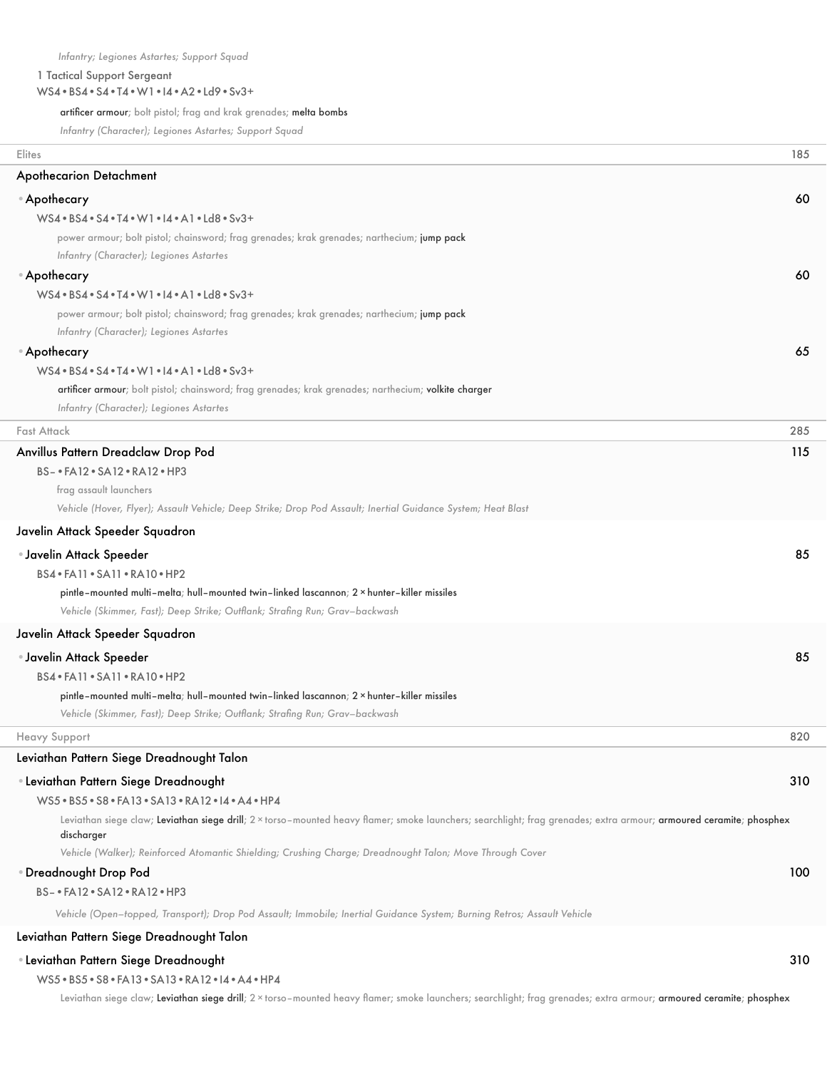*Infantry; Legiones Astartes; Support Squad*

1 Tactical Support Sergeant

WS4 • BS4 • S4 • T4 • W1 • I4 • A2 • Ld9 • Sv3+

artificer armour; bolt pistol; frag and krak grenades; melta bombs

*Infantry (Character); Legiones Astartes; Support Squad*

## Elites — 185

### Apothecarion Detachment

**Apothecary** — 60

WS4 • BS4 • S4 • T4 • W1 • I4 • A1 • Ld8 • Sv3+

power armour; bolt pistol; chainsword; frag grenades; krak grenades; narthecium; jump pack

*Infantry (Character); Legiones Astartes*

**Apothecary** — 60

WS4 • BS4 • S4 • T4 • W1 • I4 • A1 • Ld8 • Sv3+

power armour; bolt pistol; chainsword; frag grenades; krak grenades; narthecium; jump pack

*Infantry (Character); Legiones Astartes*

**Apothecary** — 65

WS4 • BS4 • S4 • T4 • W1 • I4 • A1 • Ld8 • Sv3+

artificer armour; bolt pistol; chainsword; frag grenades; krak grenades; narthecium; volkite charger

*Infantry (Character); Legiones Astartes*

## Fast Attack — 285

### Anvillus Pattern Dreadclaw Drop Pod — 115

BS– • FA12 • SA12 • RA12 • HP3

frag assault launchers

*Vehicle (Hover, Flyer); Assault Vehicle; Deep Strike; Drop Pod Assault; Inertial Guidance System; Heat Blast*

### Javelin Attack Speeder Squadron

**Javelin Attack Speeder** — 85

BS4 • FA11 • SA11 • RA10 • HP2

pintle–mounted multi–melta; hull–mounted twin–linked lascannon; 2 × hunter–killer missiles

*Vehicle (Skimmer, Fast); Deep Strike; Outflank; Strafing Run; Grav–backwash*

### Javelin Attack Speeder Squadron

**Javelin Attack Speeder** — 85

BS4 • FA11 • SA11 • RA10 • HP2

pintle–mounted multi–melta; hull–mounted twin–linked lascannon; 2 × hunter–killer missiles

*Vehicle (Skimmer, Fast); Deep Strike; Outflank; Strafing Run; Grav–backwash*

## Heavy Support — 820

### Leviathan Pattern Siege Dreadnought Talon

**Leviathan Pattern Siege Dreadnought** — 310

WS5 • BS5 • S8 • FA13 • SA13 • RA12 • I4 • A4 • HP4

Leviathan siege claw; Leviathan siege drill; 2 × torso–mounted heavy flamer; smoke launchers; searchlight; frag grenades; extra armour; armoured ceramite; phosphex discharger

*Vehicle (Walker); Reinforced Atomantic Shielding; Crushing Charge; Dreadnought Talon; Move Through Cover*

**Dreadnought Drop Pod** — 100

BS– • FA12 • SA12 • RA12 • HP3

*Vehicle (Open–topped, Transport); Drop Pod Assault; Immobile; Inertial Guidance System; Burning Retros; Assault Vehicle*

### Leviathan Pattern Siege Dreadnought Talon

**Leviathan Pattern Siege Dreadnought** — 310

WS5 • BS5 • S8 • FA13 • SA13 • RA12 • I4 • A4 • HP4

Leviathan siege claw; Leviathan siege drill; 2 × torso–mounted heavy flamer; smoke launchers; searchlight; frag grenades; extra armour; armoured ceramite; phosphex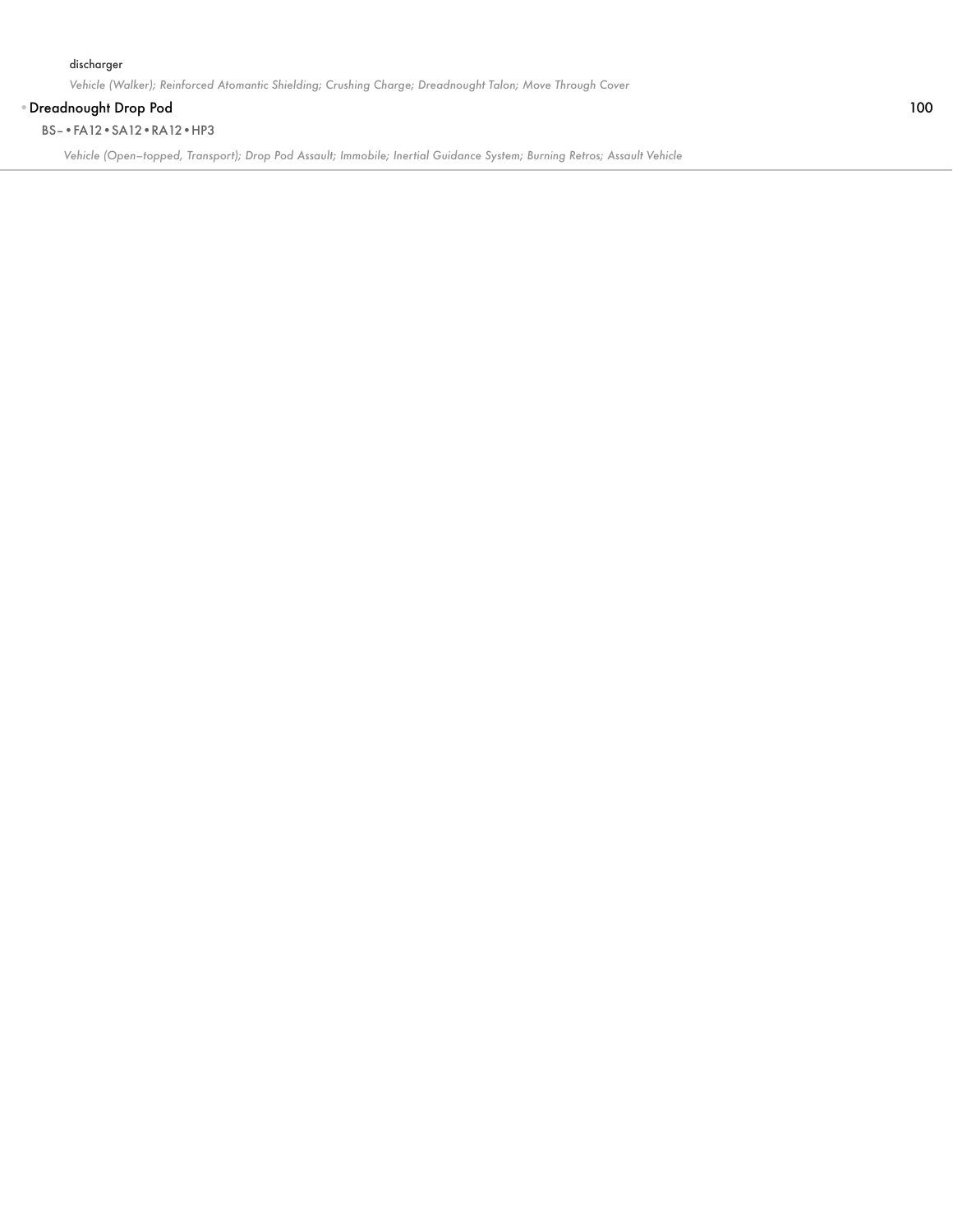discharger

*Vehicle (Walker); Reinforced Atomantic Shielding; Crushing Charge; Dreadnought Talon; Move Through Cover*

• Dreadnought Drop Pod 100

BS– • FA12 • SA12 • RA12 • HP3

*Vehicle (Open–topped, Transport); Drop Pod Assault; Immobile; Inertial Guidance System; Burning Retros; Assault Vehicle*